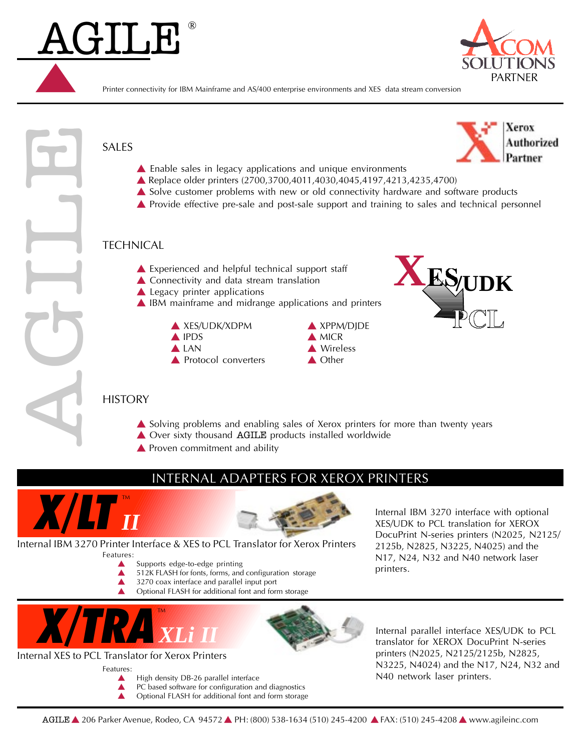# AGILE®

ACOM SOLUTIONS PARTNER

Printer connectivity for IBM Mainframe and AS/400 enterprise environments and XES data stream conversion

Xerox Authorized Partner

## SALES

- Enable sales in legacy applications and unique environments
- Replace older printers (2700,3700,4011,4030,4045,4197,4213,4235,4700)
- Solve customer problems with new or old connectivity hardware and software products
- Provide effective pre-sale and post-sale support and training to sales and technical personnel

## TECHNICAL

- Experienced and helpful technical support staff
- Connectivity and data stream translation
- Legacy printer applications
- IBM mainframe and midrange applications and printers
  - XES/UDK/XDPM
  - IPDS
  - LAN
  - Protocol converters
  - XPPM/DJDE
  - MICR
  - Wireless
  - Other

XES/UDK → PCL

## HISTORY

- Solving problems and enabling sales of Xerox printers for more than twenty years
- Over sixty thousand AGILE products installed worldwide
- Proven commitment and ability

## INTERNAL ADAPTERS FOR XEROX PRINTERS

### X/LT™ II

Internal IBM 3270 Printer Interface & XES to PCL Translator for Xerox Printers

Features:

- Supports edge-to-edge printing
- 512K FLASH for fonts, forms, and configuration storage
- 3270 coax interface and parallel input port
- Optional FLASH for additional font and form storage

Internal IBM 3270 interface with optional XES/UDK to PCL translation for XEROX DocuPrint N-series printers (N2025, N2125/2125b, N2825, N3225, N4025) and the N17, N24, N32 and N40 network laser printers.

### X/TRA™ XLi II

Internal XES to PCL Translator for Xerox Printers

Features:

- High density DB-26 parallel interface
- PC based software for configuration and diagnostics
- Optional FLASH for additional font and form storage

Internal parallel interface XES/UDK to PCL translator for XEROX DocuPrint N-series printers (N2025, N2125/2125b, N2825, N3225, N4024) and the N17, N24, N32 and N40 network laser printers.

AGILE ▲ 206 Parker Avenue, Rodeo, CA 94572 ▲ PH: (800) 538-1634 (510) 245-4200 ▲ FAX: (510) 245-4208 ▲ www.agileinc.com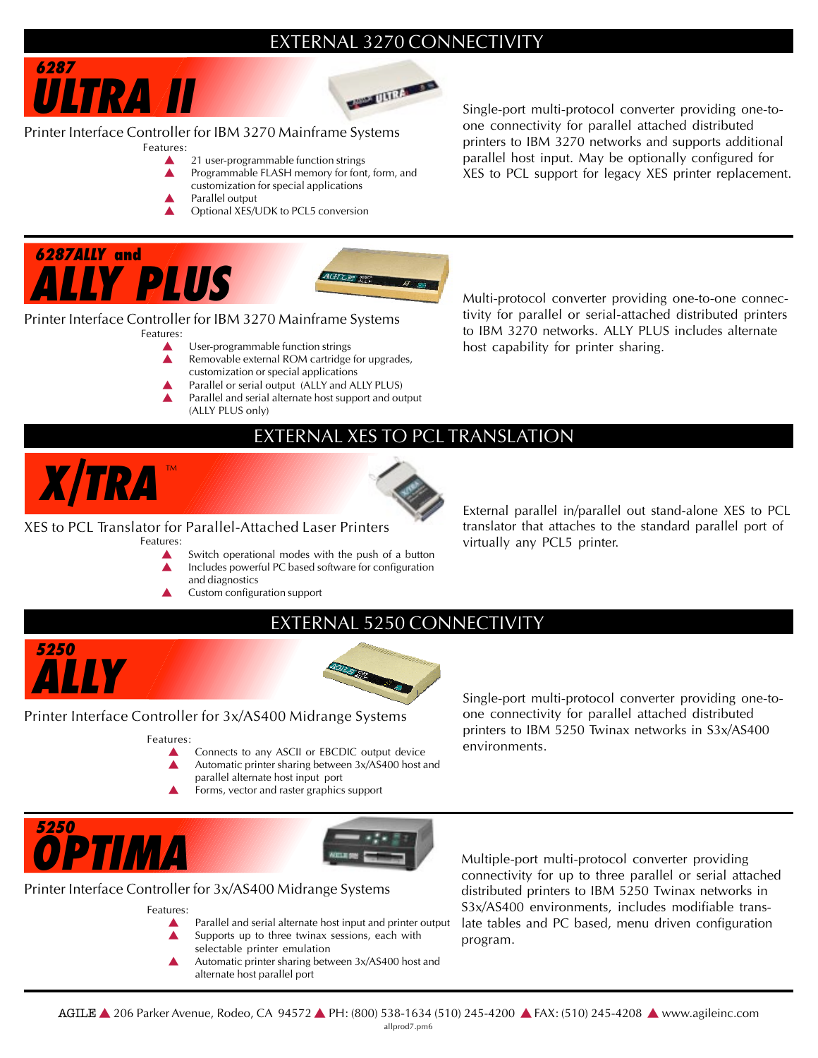## EXTERNAL 3270 CONNECTIVITY

### 6287 ULTRA II

Printer Interface Controller for IBM 3270 Mainframe Systems

Features:

- 21 user-programmable function strings
- Programmable FLASH memory for font, form, and customization for special applications
- Parallel output
- Optional XES/UDK to PCL5 conversion

Single-port multi-protocol converter providing one-to-one connectivity for parallel attached distributed printers to IBM 3270 networks and supports additional parallel host input. May be optionally configured for XES to PCL support for legacy XES printer replacement.

### 6287ALLY and ALLY PLUS

Printer Interface Controller for IBM 3270 Mainframe Systems

Features:

- User-programmable function strings
- Removable external ROM cartridge for upgrades, customization or special applications
- Parallel or serial output (ALLY and ALLY PLUS)
- Parallel and serial alternate host support and output (ALLY PLUS only)

Multi-protocol converter providing one-to-one connectivity for parallel or serial-attached distributed printers to IBM 3270 networks. ALLY PLUS includes alternate host capability for printer sharing.

## EXTERNAL XES TO PCL TRANSLATION

### X/TRA™

XES to PCL Translator for Parallel-Attached Laser Printers

Features:

- Switch operational modes with the push of a button
- Includes powerful PC based software for configuration and diagnostics
- Custom configuration support

External parallel in/parallel out stand-alone XES to PCL translator that attaches to the standard parallel port of virtually any PCL5 printer.

## EXTERNAL 5250 CONNECTIVITY

### 5250 ALLY

Printer Interface Controller for 3x/AS400 Midrange Systems

Features:

- Connects to any ASCII or EBCDIC output device
- Automatic printer sharing between 3x/AS400 host and parallel alternate host input port
- Forms, vector and raster graphics support

Single-port multi-protocol converter providing one-to-one connectivity for parallel attached distributed printers to IBM 5250 Twinax networks in S3x/AS400 environments.

### 5250 OPTIMA

Printer Interface Controller for 3x/AS400 Midrange Systems

Features:

- Parallel and serial alternate host input and printer output
- Supports up to three twinax sessions, each with selectable printer emulation
- Automatic printer sharing between 3x/AS400 host and alternate host parallel port

Multiple-port multi-protocol converter providing connectivity for up to three parallel or serial attached distributed printers to IBM 5250 Twinax networks in S3x/AS400 environments, includes modifiable translate tables and PC based, menu driven configuration program.

AGILE ▲ 206 Parker Avenue, Rodeo, CA 94572 ▲ PH: (800) 538-1634 (510) 245-4200 ▲ FAX: (510) 245-4208 ▲ www.agileinc.com

allprod7.pm6